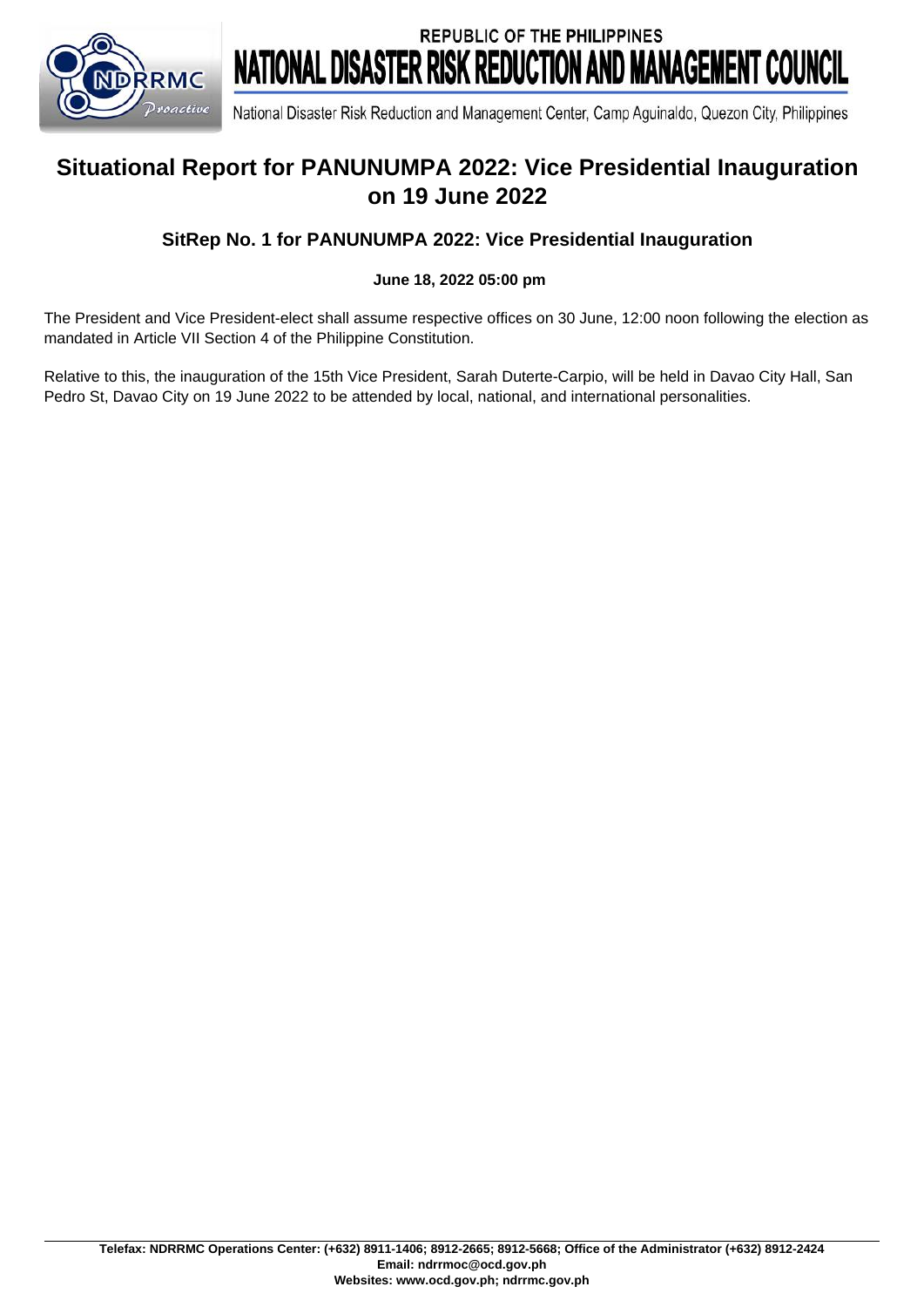# Situational Report for PANUNUMPA 2022: Vice Presidential Inauguration on 19 June 2022

## SitRep No. 1 for PANUNUMPA 2022: Vice Presidential Inauguration

**June 18, 2022 05:00 pm**

The President and Vice President-elect shall assume respective offices on 30 June, 12:00 noon following the election as mandated in Article VII Section 4 of the Philippine Constitution.

Relative to this, the inauguration of the 15th Vice President, Sarah Duterte-Carpio, will be held in Davao City Hall, San Pedro St, Davao City on 19 June 2022 to be attended by local, national, and international personalities.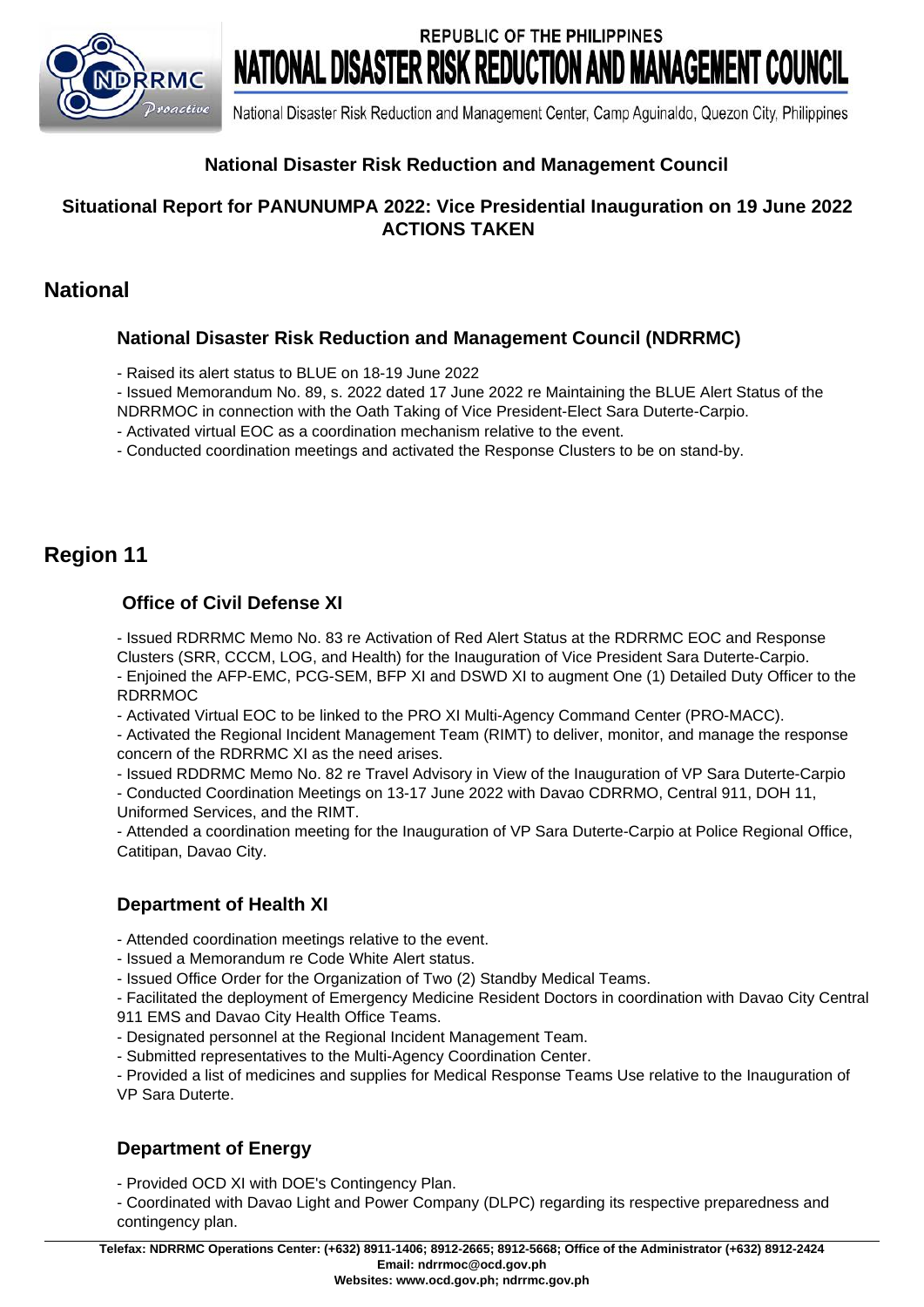## National Disaster Risk Reduction and Management Council

### Situational Report for PANUNUMPA 2022: Vice Presidential Inauguration on 19 June 2022 ACTIONS TAKEN

# National

### National Disaster Risk Reduction and Management Council (NDRRMC)

- Raised its alert status to BLUE on 18-19 June 2022
- Issued Memorandum No. 89, s. 2022 dated 17 June 2022 re Maintaining the BLUE Alert Status of the NDRRMOC in connection with the Oath Taking of Vice President-Elect Sara Duterte-Carpio.
- Activated virtual EOC as a coordination mechanism relative to the event.
- Conducted coordination meetings and activated the Response Clusters to be on stand-by.

# Region 11

### Office of Civil Defense XI

- Issued RDRRMC Memo No. 83 re Activation of Red Alert Status at the RDRRMC EOC and Response Clusters (SRR, CCCM, LOG, and Health) for the Inauguration of Vice President Sara Duterte-Carpio.
- Enjoined the AFP-EMC, PCG-SEM, BFP XI and DSWD XI to augment One (1) Detailed Duty Officer to the RDRRMOC
- Activated Virtual EOC to be linked to the PRO XI Multi-Agency Command Center (PRO-MACC).
- Activated the Regional Incident Management Team (RIMT) to deliver, monitor, and manage the response concern of the RDRRMC XI as the need arises.
- Issued RDDRMC Memo No. 82 re Travel Advisory in View of the Inauguration of VP Sara Duterte-Carpio
- Conducted Coordination Meetings on 13-17 June 2022 with Davao CDRRMO, Central 911, DOH 11, Uniformed Services, and the RIMT.
- Attended a coordination meeting for the Inauguration of VP Sara Duterte-Carpio at Police Regional Office, Catitipan, Davao City.

### Department of Health XI

- Attended coordination meetings relative to the event.
- Issued a Memorandum re Code White Alert status.
- Issued Office Order for the Organization of Two (2) Standby Medical Teams.
- Facilitated the deployment of Emergency Medicine Resident Doctors in coordination with Davao City Central 911 EMS and Davao City Health Office Teams.
- Designated personnel at the Regional Incident Management Team.
- Submitted representatives to the Multi-Agency Coordination Center.
- Provided a list of medicines and supplies for Medical Response Teams Use relative to the Inauguration of VP Sara Duterte.

### Department of Energy

- Provided OCD XI with DOE's Contingency Plan.
- Coordinated with Davao Light and Power Company (DLPC) regarding its respective preparedness and contingency plan.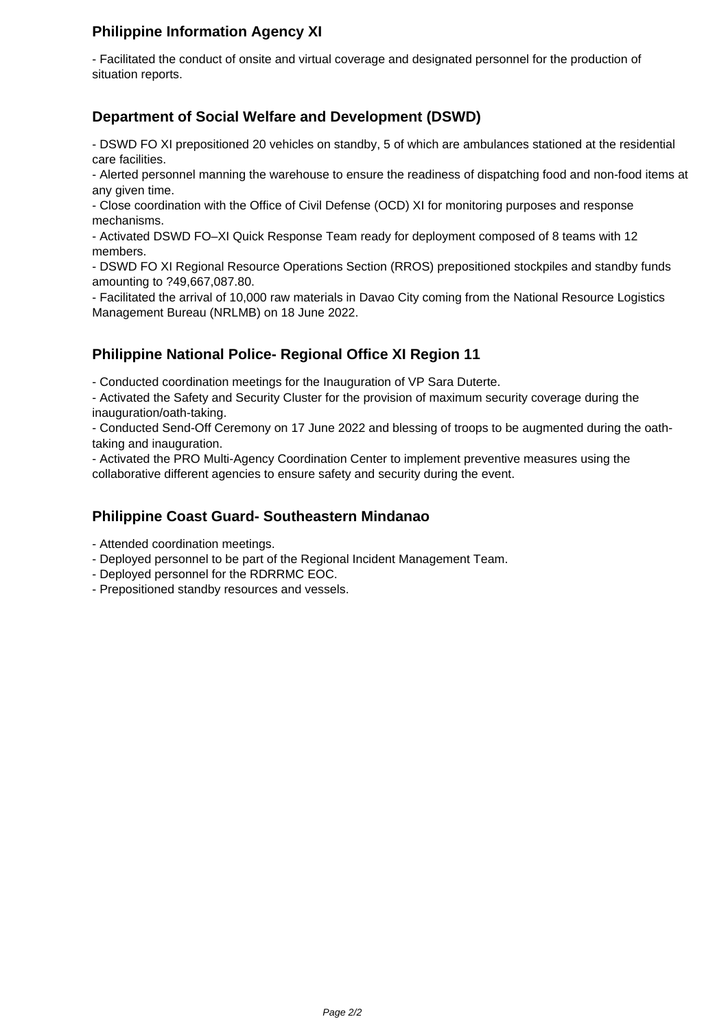## Philippine Information Agency XI

- Facilitated the conduct of onsite and virtual coverage and designated personnel for the production of situation reports.

## Department of Social Welfare and Development (DSWD)

- DSWD FO XI prepositioned 20 vehicles on standby, 5 of which are ambulances stationed at the residential care facilities.
- Alerted personnel manning the warehouse to ensure the readiness of dispatching food and non-food items at any given time.
- Close coordination with the Office of Civil Defense (OCD) XI for monitoring purposes and response mechanisms.
- Activated DSWD FO–XI Quick Response Team ready for deployment composed of 8 teams with 12 members.
- DSWD FO XI Regional Resource Operations Section (RROS) prepositioned stockpiles and standby funds amounting to ?49,667,087.80.
- Facilitated the arrival of 10,000 raw materials in Davao City coming from the National Resource Logistics Management Bureau (NRLMB) on 18 June 2022.

## Philippine National Police- Regional Office XI Region 11

- Conducted coordination meetings for the Inauguration of VP Sara Duterte.
- Activated the Safety and Security Cluster for the provision of maximum security coverage during the inauguration/oath-taking.
- Conducted Send-Off Ceremony on 17 June 2022 and blessing of troops to be augmented during the oath-taking and inauguration.
- Activated the PRO Multi-Agency Coordination Center to implement preventive measures using the collaborative different agencies to ensure safety and security during the event.

## Philippine Coast Guard- Southeastern Mindanao

- Attended coordination meetings.
- Deployed personnel to be part of the Regional Incident Management Team.
- Deployed personnel for the RDRRMC EOC.
- Prepositioned standby resources and vessels.